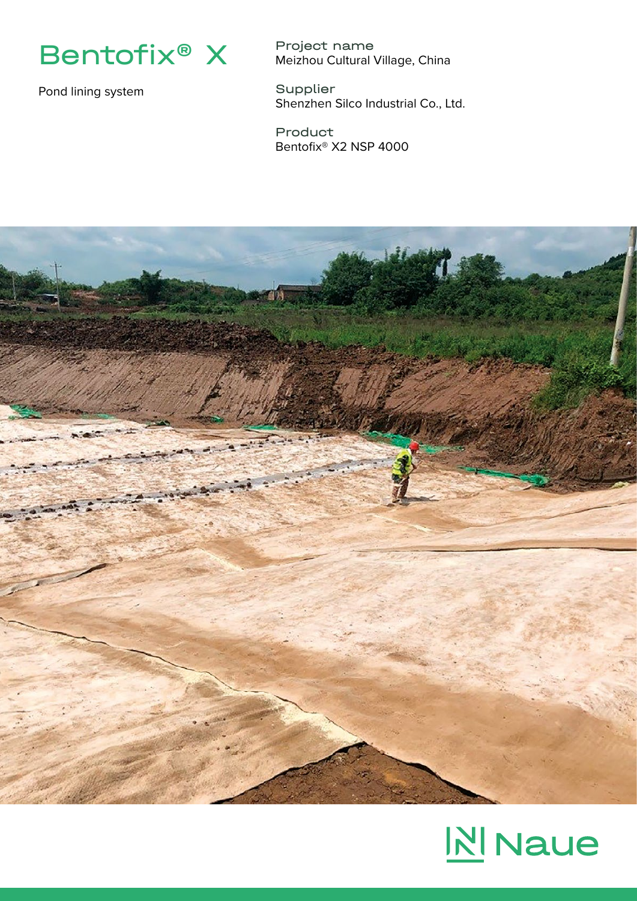# Bentofix® X

Pond lining system

**Project name**
Meizhou Cultural Village, China

**Supplier**
Shenzhen Silco Industrial Co., Ltd.

**Product**
Bentofix® X2 NSP 4000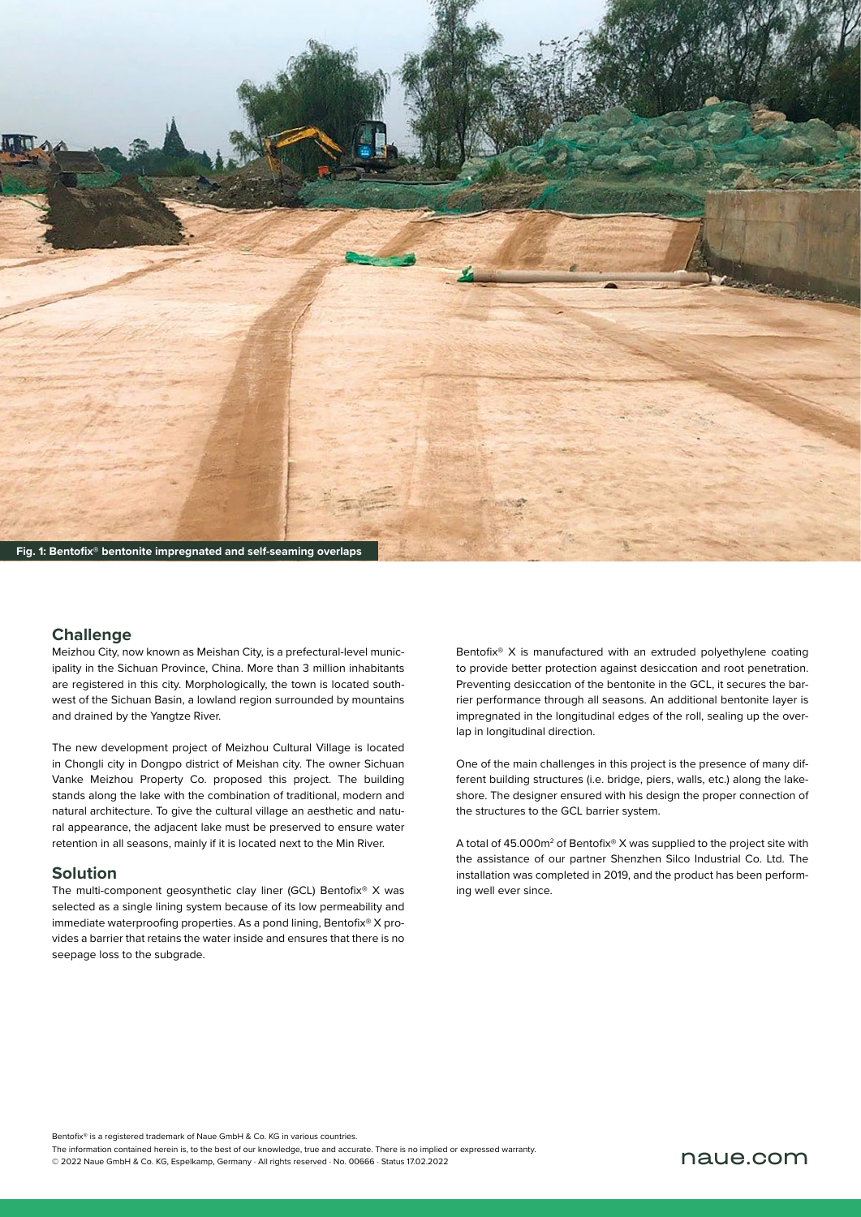Fig. 1: Bentofix® bentonite impregnated and self-seaming overlaps

## Challenge

Meizhou City, now known as Meishan City, is a prefectural-level municipality in the Sichuan Province, China. More than 3 million inhabitants are registered in this city. Morphologically, the town is located southwest of the Sichuan Basin, a lowland region surrounded by mountains and drained by the Yangtze River.

The new development project of Meizhou Cultural Village is located in Chongli city in Dongpo district of Meishan city. The owner Sichuan Vanke Meizhou Property Co. proposed this project. The building stands along the lake with the combination of traditional, modern and natural architecture. To give the cultural village an aesthetic and natural appearance, the adjacent lake must be preserved to ensure water retention in all seasons, mainly if it is located next to the Min River.

## Solution

The multi-component geosynthetic clay liner (GCL) Bentofix® X was selected as a single lining system because of its low permeability and immediate waterproofing properties. As a pond lining, Bentofix® X provides a barrier that retains the water inside and ensures that there is no seepage loss to the subgrade.

Bentofix® X is manufactured with an extruded polyethylene coating to provide better protection against desiccation and root penetration. Preventing desiccation of the bentonite in the GCL, it secures the barrier performance through all seasons. An additional bentonite layer is impregnated in the longitudinal edges of the roll, sealing up the overlap in longitudinal direction.

One of the main challenges in this project is the presence of many different building structures (i.e. bridge, piers, walls, etc.) along the lakeshore. The designer ensured with his design the proper connection of the structures to the GCL barrier system.

A total of 45.000m² of Bentofix® X was supplied to the project site with the assistance of our partner Shenzhen Silco Industrial Co. Ltd. The installation was completed in 2019, and the product has been performing well ever since.

Bentofix® is a registered trademark of Naue GmbH & Co. KG in various countries.
The information contained herein is, to the best of our knowledge, true and accurate. There is no implied or expressed warranty.
© 2022 Naue GmbH & Co. KG, Espelkamp, Germany · All rights reserved · No. 00666 · Status 17.02.2022

naue.com